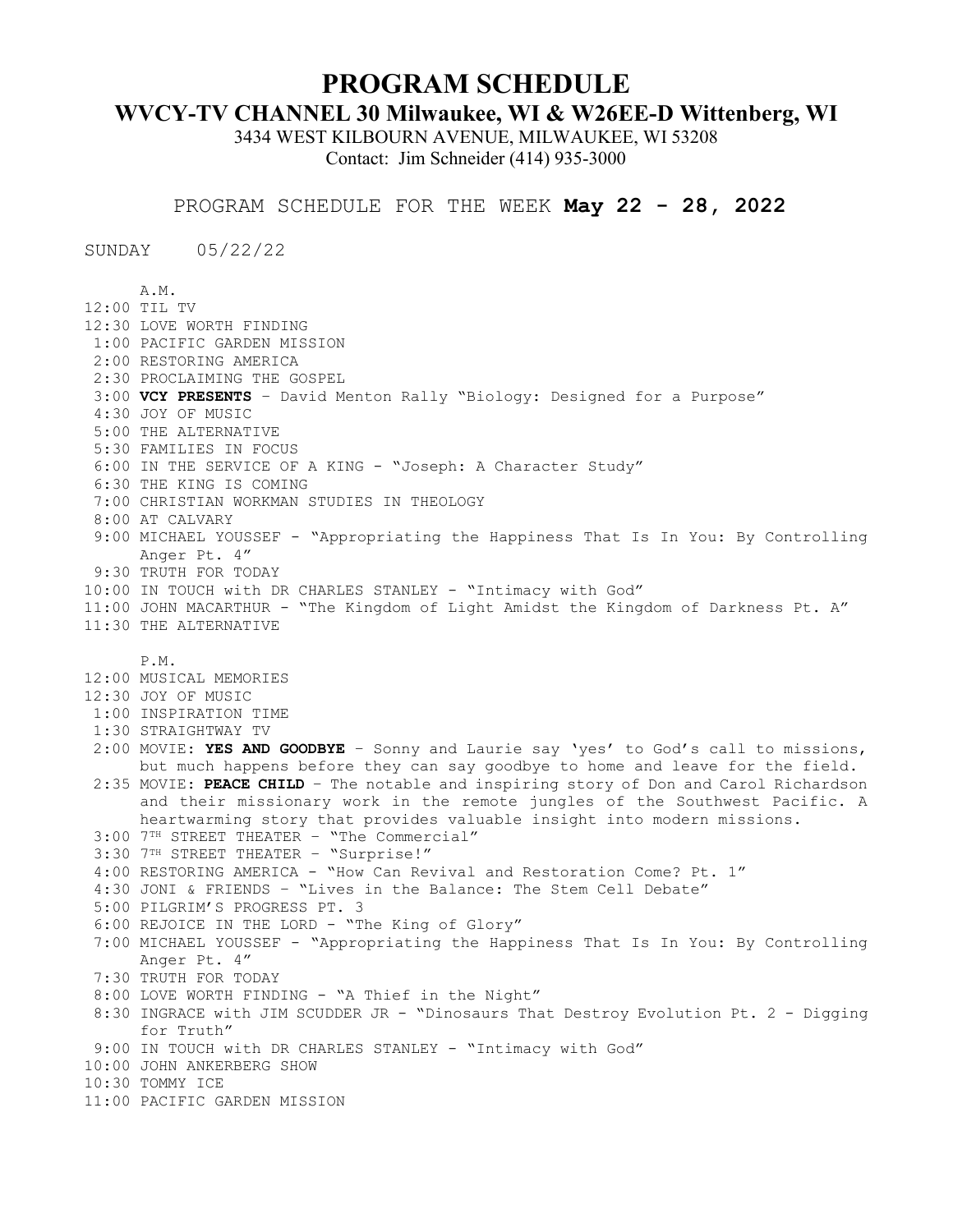# PROGRAM SCHEDULE

## WVCY-TV CHANNEL 30 Milwaukee, WI & W26EE-D Wittenberg, WI

3434 WEST KILBOURN AVENUE, MILWAUKEE, WI 53208

Contact: Jim Schneider (414) 935-3000

PROGRAM SCHEDULE FOR THE WEEK **May 22 - 28, 2022**

SUNDAY 05/22/22

A.M.

12:00 TIL TV
12:30 LOVE WORTH FINDING
1:00 PACIFIC GARDEN MISSION
2:00 RESTORING AMERICA
2:30 PROCLAIMING THE GOSPEL
3:00 **VCY PRESENTS** – David Menton Rally "Biology: Designed for a Purpose"
4:30 JOY OF MUSIC
5:00 THE ALTERNATIVE
5:30 FAMILIES IN FOCUS
6:00 IN THE SERVICE OF A KING - "Joseph: A Character Study"
6:30 THE KING IS COMING
7:00 CHRISTIAN WORKMAN STUDIES IN THEOLOGY
8:00 AT CALVARY
9:00 MICHAEL YOUSSEF - "Appropriating the Happiness That Is In You: By Controlling Anger Pt. 4"
9:30 TRUTH FOR TODAY
10:00 IN TOUCH with DR CHARLES STANLEY - "Intimacy with God"
11:00 JOHN MACARTHUR - "The Kingdom of Light Amidst the Kingdom of Darkness Pt. A"
11:30 THE ALTERNATIVE

P.M.

12:00 MUSICAL MEMORIES
12:30 JOY OF MUSIC
1:00 INSPIRATION TIME
1:30 STRAIGHTWAY TV
2:00 MOVIE: **YES AND GOODBYE** – Sonny and Laurie say 'yes' to God's call to missions, but much happens before they can say goodbye to home and leave for the field.
2:35 MOVIE: **PEACE CHILD** – The notable and inspiring story of Don and Carol Richardson and their missionary work in the remote jungles of the Southwest Pacific. A heartwarming story that provides valuable insight into modern missions.
3:00 7TH STREET THEATER – "The Commercial"
3:30 7TH STREET THEATER – "Surprise!"
4:00 RESTORING AMERICA - "How Can Revival and Restoration Come? Pt. 1"
4:30 JONI & FRIENDS – "Lives in the Balance: The Stem Cell Debate"
5:00 PILGRIM'S PROGRESS PT. 3
6:00 REJOICE IN THE LORD - "The King of Glory"
7:00 MICHAEL YOUSSEF - "Appropriating the Happiness That Is In You: By Controlling Anger Pt. 4"
7:30 TRUTH FOR TODAY
8:00 LOVE WORTH FINDING - "A Thief in the Night"
8:30 INGRACE with JIM SCUDDER JR - "Dinosaurs That Destroy Evolution Pt. 2 - Digging for Truth"
9:00 IN TOUCH with DR CHARLES STANLEY - "Intimacy with God"
10:00 JOHN ANKERBERG SHOW
10:30 TOMMY ICE
11:00 PACIFIC GARDEN MISSION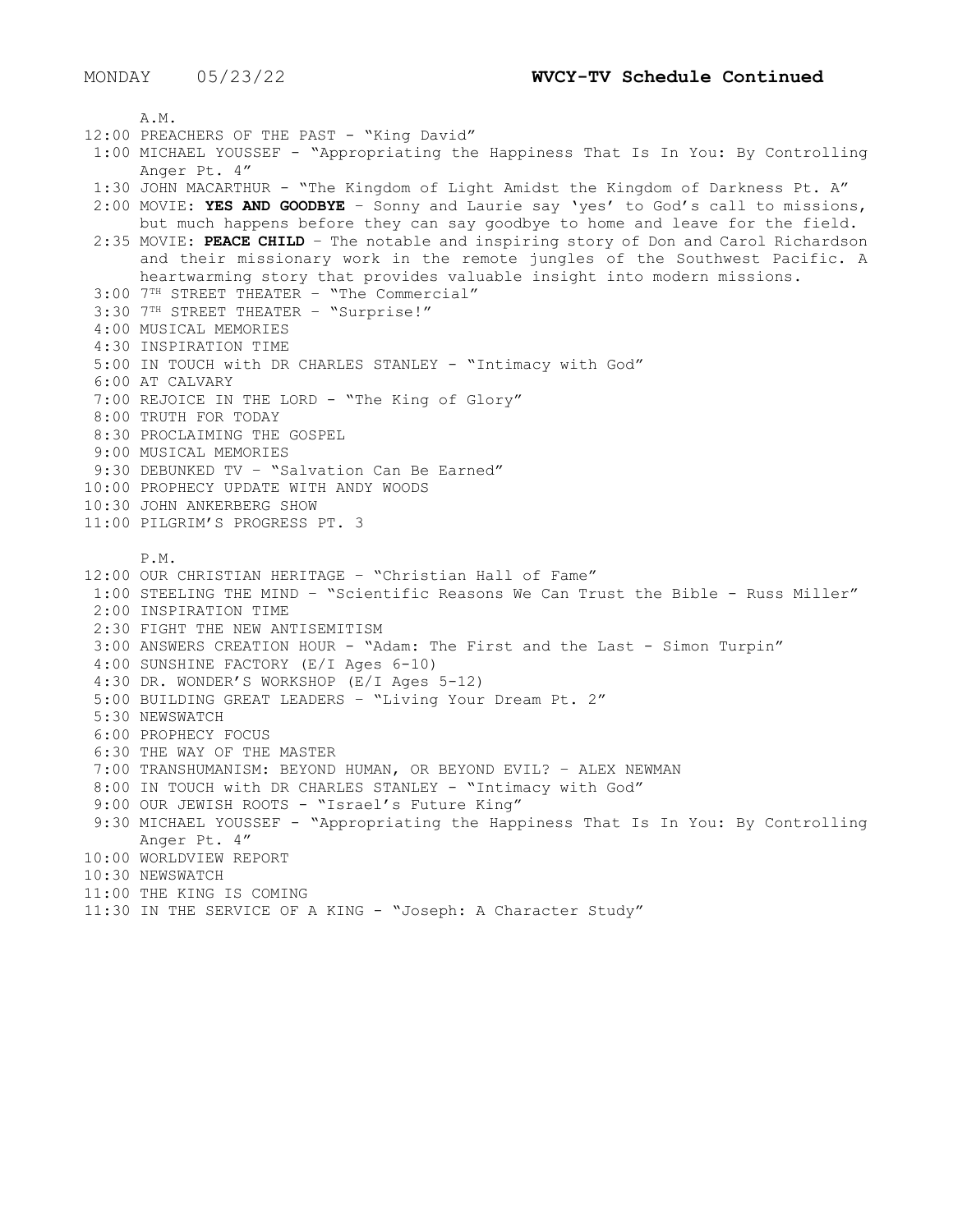MONDAY 05/23/22 **WVCY-TV Schedule Continued**

A.M.

12:00 PREACHERS OF THE PAST - "King David"
1:00 MICHAEL YOUSSEF - "Appropriating the Happiness That Is In You: By Controlling Anger Pt. 4"
1:30 JOHN MACARTHUR - "The Kingdom of Light Amidst the Kingdom of Darkness Pt. A"
2:00 MOVIE: **YES AND GOODBYE** – Sonny and Laurie say 'yes' to God's call to missions, but much happens before they can say goodbye to home and leave for the field.
2:35 MOVIE: **PEACE CHILD** – The notable and inspiring story of Don and Carol Richardson and their missionary work in the remote jungles of the Southwest Pacific. A heartwarming story that provides valuable insight into modern missions.
3:00 7TH STREET THEATER – "The Commercial"
3:30 7TH STREET THEATER – "Surprise!"
4:00 MUSICAL MEMORIES
4:30 INSPIRATION TIME
5:00 IN TOUCH with DR CHARLES STANLEY - "Intimacy with God"
6:00 AT CALVARY
7:00 REJOICE IN THE LORD - "The King of Glory"
8:00 TRUTH FOR TODAY
8:30 PROCLAIMING THE GOSPEL
9:00 MUSICAL MEMORIES
9:30 DEBUNKED TV – "Salvation Can Be Earned"
10:00 PROPHECY UPDATE WITH ANDY WOODS
10:30 JOHN ANKERBERG SHOW
11:00 PILGRIM'S PROGRESS PT. 3

P.M.

12:00 OUR CHRISTIAN HERITAGE – "Christian Hall of Fame"
1:00 STEELING THE MIND – "Scientific Reasons We Can Trust the Bible - Russ Miller"
2:00 INSPIRATION TIME
2:30 FIGHT THE NEW ANTISEMITISM
3:00 ANSWERS CREATION HOUR - "Adam: The First and the Last - Simon Turpin"
4:00 SUNSHINE FACTORY (E/I Ages 6-10)
4:30 DR. WONDER'S WORKSHOP (E/I Ages 5-12)
5:00 BUILDING GREAT LEADERS – "Living Your Dream Pt. 2"
5:30 NEWSWATCH
6:00 PROPHECY FOCUS
6:30 THE WAY OF THE MASTER
7:00 TRANSHUMANISM: BEYOND HUMAN, OR BEYOND EVIL? – ALEX NEWMAN
8:00 IN TOUCH with DR CHARLES STANLEY - "Intimacy with God"
9:00 OUR JEWISH ROOTS - "Israel's Future King"
9:30 MICHAEL YOUSSEF - "Appropriating the Happiness That Is In You: By Controlling Anger Pt. 4"
10:00 WORLDVIEW REPORT
10:30 NEWSWATCH
11:00 THE KING IS COMING
11:30 IN THE SERVICE OF A KING - "Joseph: A Character Study"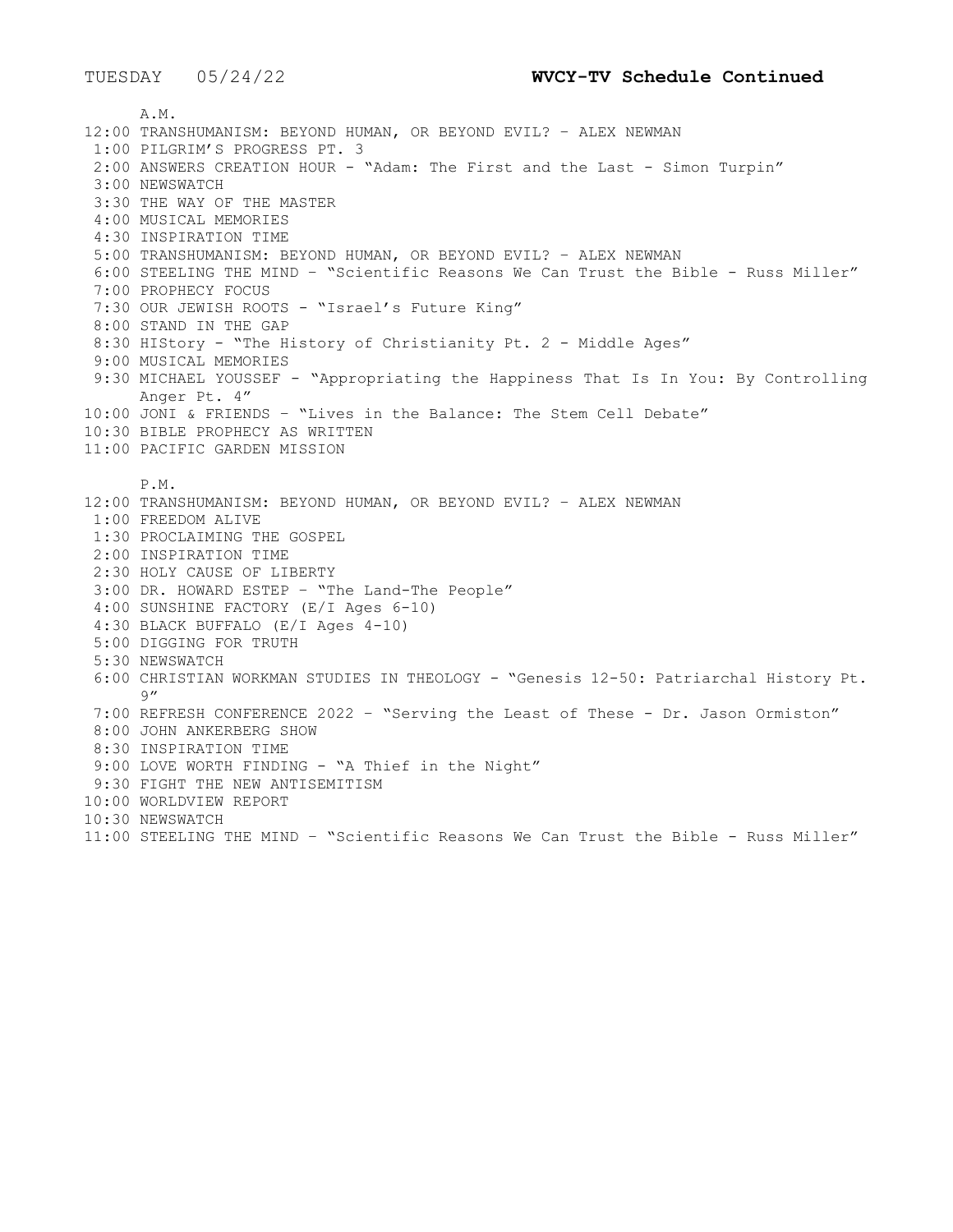TUESDAY 05/24/22 **WVCY-TV Schedule Continued**

A.M.

12:00 TRANSHUMANISM: BEYOND HUMAN, OR BEYOND EVIL? – ALEX NEWMAN
1:00 PILGRIM'S PROGRESS PT. 3
2:00 ANSWERS CREATION HOUR - "Adam: The First and the Last - Simon Turpin"
3:00 NEWSWATCH
3:30 THE WAY OF THE MASTER
4:00 MUSICAL MEMORIES
4:30 INSPIRATION TIME
5:00 TRANSHUMANISM: BEYOND HUMAN, OR BEYOND EVIL? – ALEX NEWMAN
6:00 STEELING THE MIND – "Scientific Reasons We Can Trust the Bible - Russ Miller"
7:00 PROPHECY FOCUS
7:30 OUR JEWISH ROOTS - "Israel's Future King"
8:00 STAND IN THE GAP
8:30 HIStory - "The History of Christianity Pt. 2 - Middle Ages"
9:00 MUSICAL MEMORIES
9:30 MICHAEL YOUSSEF - "Appropriating the Happiness That Is In You: By Controlling Anger Pt. 4"
10:00 JONI & FRIENDS – "Lives in the Balance: The Stem Cell Debate"
10:30 BIBLE PROPHECY AS WRITTEN
11:00 PACIFIC GARDEN MISSION

P.M.

12:00 TRANSHUMANISM: BEYOND HUMAN, OR BEYOND EVIL? – ALEX NEWMAN
1:00 FREEDOM ALIVE
1:30 PROCLAIMING THE GOSPEL
2:00 INSPIRATION TIME
2:30 HOLY CAUSE OF LIBERTY
3:00 DR. HOWARD ESTEP – "The Land-The People"
4:00 SUNSHINE FACTORY (E/I Ages 6-10)
4:30 BLACK BUFFALO (E/I Ages 4-10)
5:00 DIGGING FOR TRUTH
5:30 NEWSWATCH
6:00 CHRISTIAN WORKMAN STUDIES IN THEOLOGY - "Genesis 12-50: Patriarchal History Pt. 9"
7:00 REFRESH CONFERENCE 2022 – "Serving the Least of These - Dr. Jason Ormiston"
8:00 JOHN ANKERBERG SHOW
8:30 INSPIRATION TIME
9:00 LOVE WORTH FINDING - "A Thief in the Night"
9:30 FIGHT THE NEW ANTISEMITISM
10:00 WORLDVIEW REPORT
10:30 NEWSWATCH
11:00 STEELING THE MIND – "Scientific Reasons We Can Trust the Bible - Russ Miller"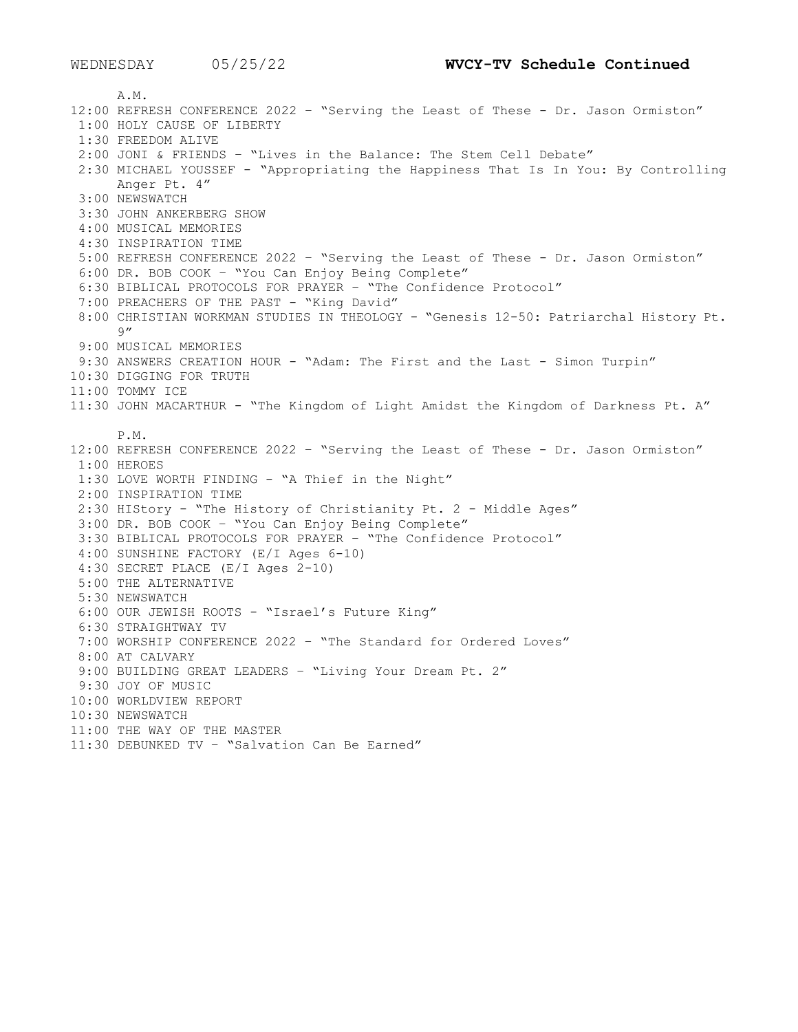WEDNESDAY 05/25/22 **WVCY-TV Schedule Continued**

A.M.

12:00 REFRESH CONFERENCE 2022 – "Serving the Least of These - Dr. Jason Ormiston"
1:00 HOLY CAUSE OF LIBERTY
1:30 FREEDOM ALIVE
2:00 JONI & FRIENDS – "Lives in the Balance: The Stem Cell Debate"
2:30 MICHAEL YOUSSEF - "Appropriating the Happiness That Is In You: By Controlling Anger Pt. 4"
3:00 NEWSWATCH
3:30 JOHN ANKERBERG SHOW
4:00 MUSICAL MEMORIES
4:30 INSPIRATION TIME
5:00 REFRESH CONFERENCE 2022 – "Serving the Least of These - Dr. Jason Ormiston"
6:00 DR. BOB COOK – "You Can Enjoy Being Complete"
6:30 BIBLICAL PROTOCOLS FOR PRAYER – "The Confidence Protocol"
7:00 PREACHERS OF THE PAST - "King David"
8:00 CHRISTIAN WORKMAN STUDIES IN THEOLOGY - "Genesis 12-50: Patriarchal History Pt. 9"
9:00 MUSICAL MEMORIES
9:30 ANSWERS CREATION HOUR - "Adam: The First and the Last - Simon Turpin"
10:30 DIGGING FOR TRUTH
11:00 TOMMY ICE
11:30 JOHN MACARTHUR - "The Kingdom of Light Amidst the Kingdom of Darkness Pt. A"

P.M.

12:00 REFRESH CONFERENCE 2022 – "Serving the Least of These - Dr. Jason Ormiston"
1:00 HEROES
1:30 LOVE WORTH FINDING - "A Thief in the Night"
2:00 INSPIRATION TIME
2:30 HIStory - "The History of Christianity Pt. 2 - Middle Ages"
3:00 DR. BOB COOK – "You Can Enjoy Being Complete"
3:30 BIBLICAL PROTOCOLS FOR PRAYER – "The Confidence Protocol"
4:00 SUNSHINE FACTORY (E/I Ages 6-10)
4:30 SECRET PLACE (E/I Ages 2-10)
5:00 THE ALTERNATIVE
5:30 NEWSWATCH
6:00 OUR JEWISH ROOTS - "Israel's Future King"
6:30 STRAIGHTWAY TV
7:00 WORSHIP CONFERENCE 2022 – "The Standard for Ordered Loves"
8:00 AT CALVARY
9:00 BUILDING GREAT LEADERS – "Living Your Dream Pt. 2"
9:30 JOY OF MUSIC
10:00 WORLDVIEW REPORT
10:30 NEWSWATCH
11:00 THE WAY OF THE MASTER
11:30 DEBUNKED TV – "Salvation Can Be Earned"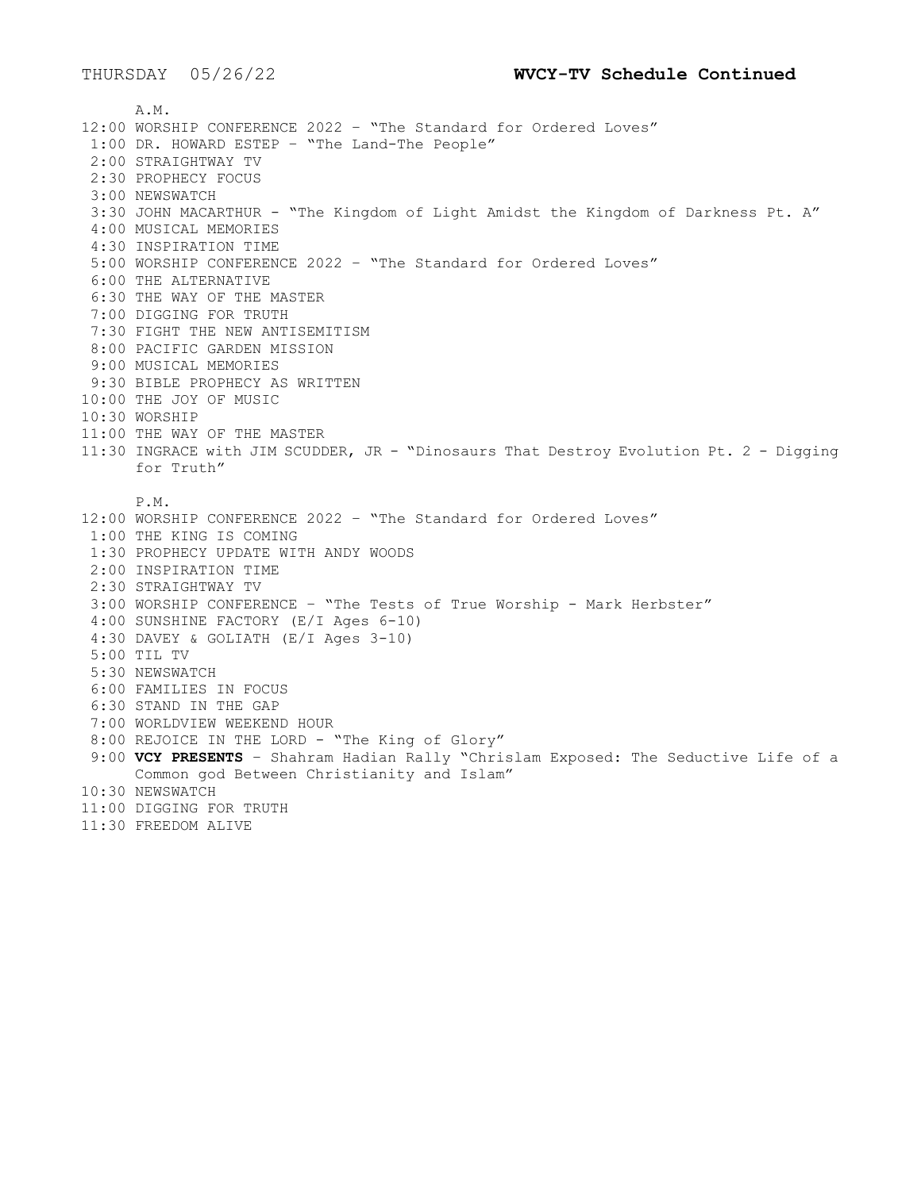THURSDAY 05/26/22 **WVCY-TV Schedule Continued**

A.M.

12:00 WORSHIP CONFERENCE 2022 – "The Standard for Ordered Loves"
1:00 DR. HOWARD ESTEP – "The Land-The People"
2:00 STRAIGHTWAY TV
2:30 PROPHECY FOCUS
3:00 NEWSWATCH
3:30 JOHN MACARTHUR - "The Kingdom of Light Amidst the Kingdom of Darkness Pt. A"
4:00 MUSICAL MEMORIES
4:30 INSPIRATION TIME
5:00 WORSHIP CONFERENCE 2022 – "The Standard for Ordered Loves"
6:00 THE ALTERNATIVE
6:30 THE WAY OF THE MASTER
7:00 DIGGING FOR TRUTH
7:30 FIGHT THE NEW ANTISEMITISM
8:00 PACIFIC GARDEN MISSION
9:00 MUSICAL MEMORIES
9:30 BIBLE PROPHECY AS WRITTEN
10:00 THE JOY OF MUSIC
10:30 WORSHIP
11:00 THE WAY OF THE MASTER
11:30 INGRACE with JIM SCUDDER, JR - "Dinosaurs That Destroy Evolution Pt. 2 - Digging for Truth"

P.M.

12:00 WORSHIP CONFERENCE 2022 – "The Standard for Ordered Loves"
1:00 THE KING IS COMING
1:30 PROPHECY UPDATE WITH ANDY WOODS
2:00 INSPIRATION TIME
2:30 STRAIGHTWAY TV
3:00 WORSHIP CONFERENCE – "The Tests of True Worship - Mark Herbster"
4:00 SUNSHINE FACTORY (E/I Ages 6-10)
4:30 DAVEY & GOLIATH (E/I Ages 3-10)
5:00 TIL TV
5:30 NEWSWATCH
6:00 FAMILIES IN FOCUS
6:30 STAND IN THE GAP
7:00 WORLDVIEW WEEKEND HOUR
8:00 REJOICE IN THE LORD - "The King of Glory"
9:00 **VCY PRESENTS** – Shahram Hadian Rally "Chrislam Exposed: The Seductive Life of a Common god Between Christianity and Islam"
10:30 NEWSWATCH
11:00 DIGGING FOR TRUTH
11:30 FREEDOM ALIVE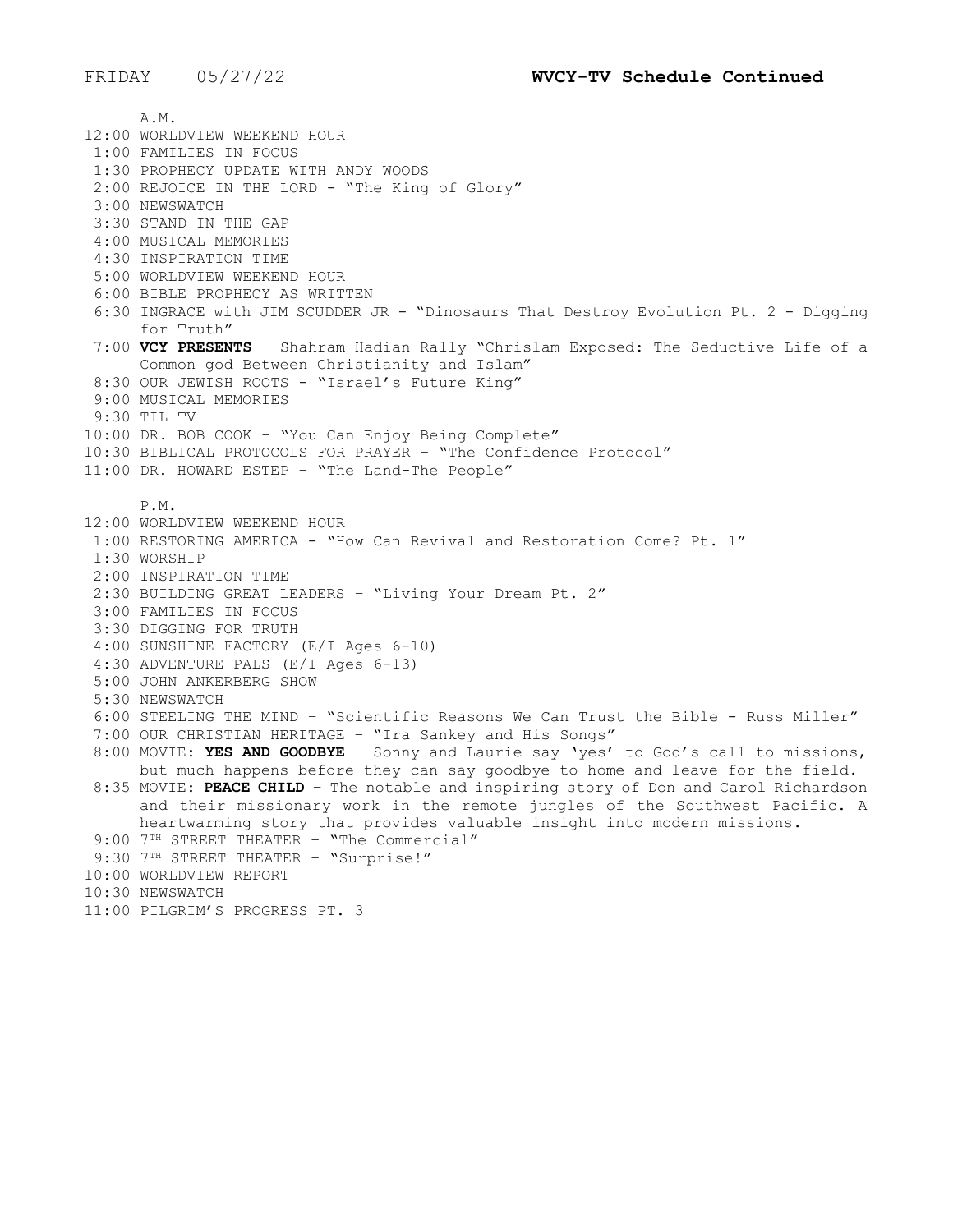FRIDAY 05/27/22 **WVCY-TV Schedule Continued**

A.M.

12:00 WORLDVIEW WEEKEND HOUR
1:00 FAMILIES IN FOCUS
1:30 PROPHECY UPDATE WITH ANDY WOODS
2:00 REJOICE IN THE LORD - "The King of Glory"
3:00 NEWSWATCH
3:30 STAND IN THE GAP
4:00 MUSICAL MEMORIES
4:30 INSPIRATION TIME
5:00 WORLDVIEW WEEKEND HOUR
6:00 BIBLE PROPHECY AS WRITTEN
6:30 INGRACE with JIM SCUDDER JR - "Dinosaurs That Destroy Evolution Pt. 2 - Digging for Truth"
7:00 **VCY PRESENTS** – Shahram Hadian Rally "Chrislam Exposed: The Seductive Life of a Common god Between Christianity and Islam"
8:30 OUR JEWISH ROOTS - "Israel's Future King"
9:00 MUSICAL MEMORIES
9:30 TIL TV
10:00 DR. BOB COOK – "You Can Enjoy Being Complete"
10:30 BIBLICAL PROTOCOLS FOR PRAYER – "The Confidence Protocol"
11:00 DR. HOWARD ESTEP – "The Land-The People"

P.M.

12:00 WORLDVIEW WEEKEND HOUR
1:00 RESTORING AMERICA - "How Can Revival and Restoration Come? Pt. 1"
1:30 WORSHIP
2:00 INSPIRATION TIME
2:30 BUILDING GREAT LEADERS – "Living Your Dream Pt. 2"
3:00 FAMILIES IN FOCUS
3:30 DIGGING FOR TRUTH
4:00 SUNSHINE FACTORY (E/I Ages 6-10)
4:30 ADVENTURE PALS (E/I Ages 6-13)
5:00 JOHN ANKERBERG SHOW
5:30 NEWSWATCH
6:00 STEELING THE MIND – "Scientific Reasons We Can Trust the Bible - Russ Miller"
7:00 OUR CHRISTIAN HERITAGE – "Ira Sankey and His Songs"
8:00 MOVIE: **YES AND GOODBYE** – Sonny and Laurie say 'yes' to God's call to missions, but much happens before they can say goodbye to home and leave for the field.
8:35 MOVIE: **PEACE CHILD** – The notable and inspiring story of Don and Carol Richardson and their missionary work in the remote jungles of the Southwest Pacific. A heartwarming story that provides valuable insight into modern missions.
9:00 7TH STREET THEATER – "The Commercial"
9:30 7TH STREET THEATER – "Surprise!"
10:00 WORLDVIEW REPORT
10:30 NEWSWATCH
11:00 PILGRIM'S PROGRESS PT. 3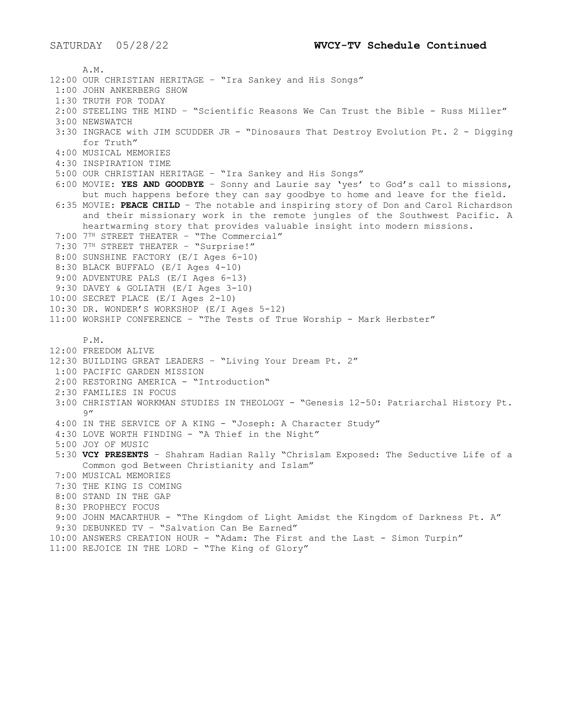SATURDAY 05/28/22 **WVCY-TV Schedule Continued**

A.M.

12:00 OUR CHRISTIAN HERITAGE – "Ira Sankey and His Songs"
1:00 JOHN ANKERBERG SHOW
1:30 TRUTH FOR TODAY
2:00 STEELING THE MIND – "Scientific Reasons We Can Trust the Bible - Russ Miller"
3:00 NEWSWATCH
3:30 INGRACE with JIM SCUDDER JR - "Dinosaurs That Destroy Evolution Pt. 2 - Digging for Truth"
4:00 MUSICAL MEMORIES
4:30 INSPIRATION TIME
5:00 OUR CHRISTIAN HERITAGE – "Ira Sankey and His Songs"
6:00 MOVIE: **YES AND GOODBYE** – Sonny and Laurie say 'yes' to God's call to missions, but much happens before they can say goodbye to home and leave for the field.
6:35 MOVIE: **PEACE CHILD** – The notable and inspiring story of Don and Carol Richardson and their missionary work in the remote jungles of the Southwest Pacific. A heartwarming story that provides valuable insight into modern missions.
7:00 7TH STREET THEATER – "The Commercial"
7:30 7TH STREET THEATER – "Surprise!"
8:00 SUNSHINE FACTORY (E/I Ages 6-10)
8:30 BLACK BUFFALO (E/I Ages 4-10)
9:00 ADVENTURE PALS (E/I Ages 6-13)
9:30 DAVEY & GOLIATH (E/I Ages 3-10)
10:00 SECRET PLACE (E/I Ages 2-10)
10:30 DR. WONDER'S WORKSHOP (E/I Ages 5-12)
11:00 WORSHIP CONFERENCE – "The Tests of True Worship - Mark Herbster"

P.M.

12:00 FREEDOM ALIVE
12:30 BUILDING GREAT LEADERS – "Living Your Dream Pt. 2"
1:00 PACIFIC GARDEN MISSION
2:00 RESTORING AMERICA - "Introduction"
2:30 FAMILIES IN FOCUS
3:00 CHRISTIAN WORKMAN STUDIES IN THEOLOGY - "Genesis 12-50: Patriarchal History Pt. 9"
4:00 IN THE SERVICE OF A KING - "Joseph: A Character Study"
4:30 LOVE WORTH FINDING - "A Thief in the Night"
5:00 JOY OF MUSIC
5:30 **VCY PRESENTS** – Shahram Hadian Rally "Chrislam Exposed: The Seductive Life of a Common god Between Christianity and Islam"
7:00 MUSICAL MEMORIES
7:30 THE KING IS COMING
8:00 STAND IN THE GAP
8:30 PROPHECY FOCUS
9:00 JOHN MACARTHUR - "The Kingdom of Light Amidst the Kingdom of Darkness Pt. A"
9:30 DEBUNKED TV – "Salvation Can Be Earned"
10:00 ANSWERS CREATION HOUR - "Adam: The First and the Last - Simon Turpin"
11:00 REJOICE IN THE LORD - "The King of Glory"